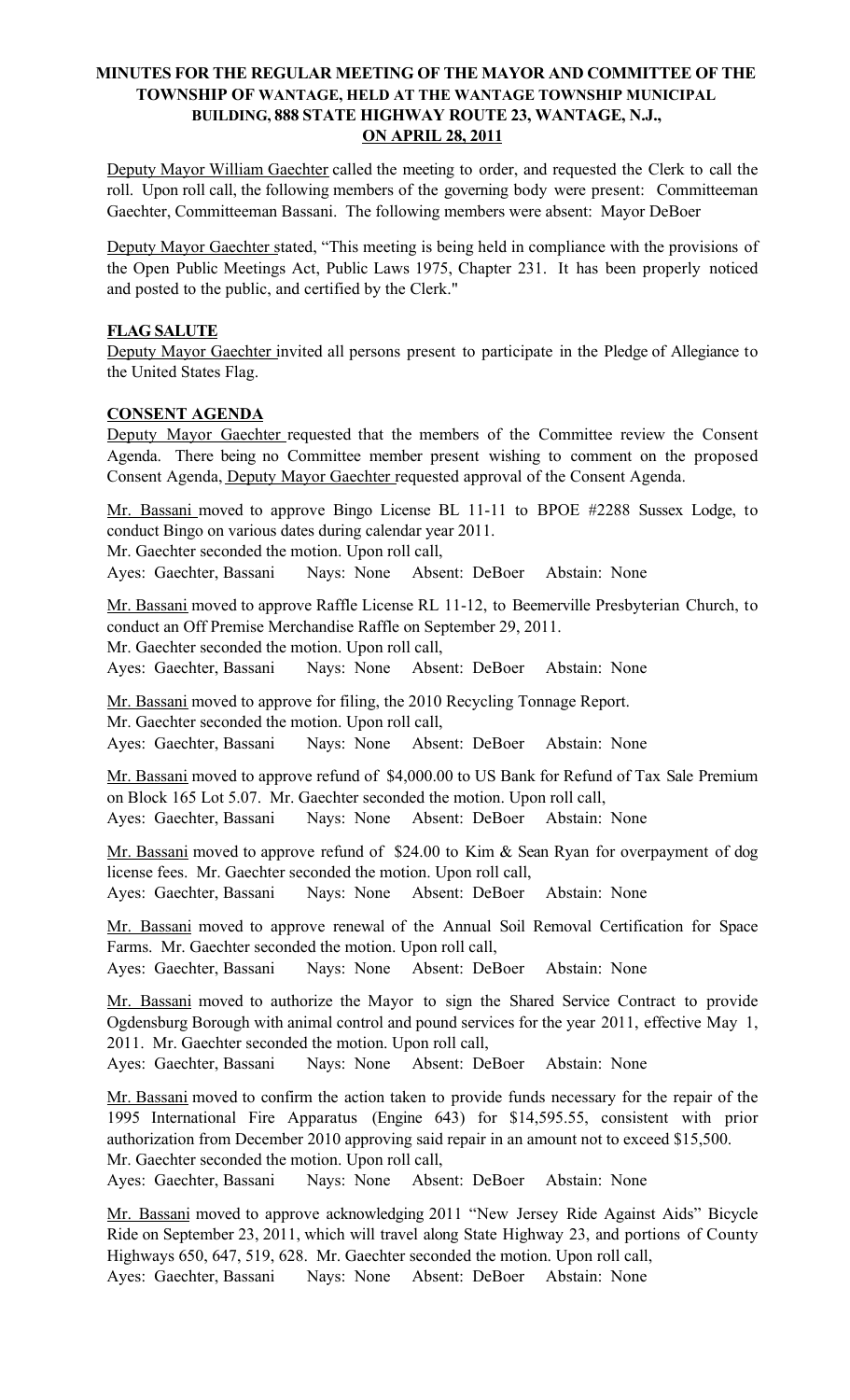# MINUTES FOR THE REGULAR MEETING OF THE MAYOR AND COMMITTEE OF THE TOWNSHIP OF WANTAGE, HELD AT THE WANTAGE TOWNSHIP MUNICIPAL BUILDING, 888 STATE HIGHWAY ROUTE 23, WANTAGE, N.J., ON APRIL 28, 2011

Deputy Mayor William Gaechter called the meeting to order, and requested the Clerk to call the roll. Upon roll call, the following members of the governing body were present: Committeeman Gaechter, Committeeman Bassani. The following members were absent: Mayor DeBoer

Deputy Mayor Gaechter stated, "This meeting is being held in compliance with the provisions of the Open Public Meetings Act, Public Laws 1975, Chapter 231. It has been properly noticed and posted to the public, and certified by the Clerk."

**FLAG SALUTE**

Deputy Mayor Gaechter invited all persons present to participate in the Pledge of Allegiance to the United States Flag.

**CONSENT AGENDA**

Deputy Mayor Gaechter requested that the members of the Committee review the Consent Agenda. There being no Committee member present wishing to comment on the proposed Consent Agenda, Deputy Mayor Gaechter requested approval of the Consent Agenda.

Mr. Bassani moved to approve Bingo License BL 11-11 to BPOE #2288 Sussex Lodge, to conduct Bingo on various dates during calendar year 2011.
Mr. Gaechter seconded the motion. Upon roll call,
Ayes: Gaechter, Bassani Nays: None Absent: DeBoer Abstain: None

Mr. Bassani moved to approve Raffle License RL 11-12, to Beemerville Presbyterian Church, to conduct an Off Premise Merchandise Raffle on September 29, 2011.
Mr. Gaechter seconded the motion. Upon roll call,
Ayes: Gaechter, Bassani Nays: None Absent: DeBoer Abstain: None

Mr. Bassani moved to approve for filing, the 2010 Recycling Tonnage Report.
Mr. Gaechter seconded the motion. Upon roll call,
Ayes: Gaechter, Bassani Nays: None Absent: DeBoer Abstain: None

Mr. Bassani moved to approve refund of $4,000.00 to US Bank for Refund of Tax Sale Premium on Block 165 Lot 5.07. Mr. Gaechter seconded the motion. Upon roll call,
Ayes: Gaechter, Bassani Nays: None Absent: DeBoer Abstain: None

Mr. Bassani moved to approve refund of $24.00 to Kim & Sean Ryan for overpayment of dog license fees. Mr. Gaechter seconded the motion. Upon roll call,
Ayes: Gaechter, Bassani Nays: None Absent: DeBoer Abstain: None

Mr. Bassani moved to approve renewal of the Annual Soil Removal Certification for Space Farms. Mr. Gaechter seconded the motion. Upon roll call,
Ayes: Gaechter, Bassani Nays: None Absent: DeBoer Abstain: None

Mr. Bassani moved to authorize the Mayor to sign the Shared Service Contract to provide Ogdensburg Borough with animal control and pound services for the year 2011, effective May 1, 2011. Mr. Gaechter seconded the motion. Upon roll call,
Ayes: Gaechter, Bassani Nays: None Absent: DeBoer Abstain: None

Mr. Bassani moved to confirm the action taken to provide funds necessary for the repair of the 1995 International Fire Apparatus (Engine 643) for $14,595.55, consistent with prior authorization from December 2010 approving said repair in an amount not to exceed $15,500.
Mr. Gaechter seconded the motion. Upon roll call,
Ayes: Gaechter, Bassani Nays: None Absent: DeBoer Abstain: None

Mr. Bassani moved to approve acknowledging 2011 "New Jersey Ride Against Aids" Bicycle Ride on September 23, 2011, which will travel along State Highway 23, and portions of County Highways 650, 647, 519, 628. Mr. Gaechter seconded the motion. Upon roll call,
Ayes: Gaechter, Bassani Nays: None Absent: DeBoer Abstain: None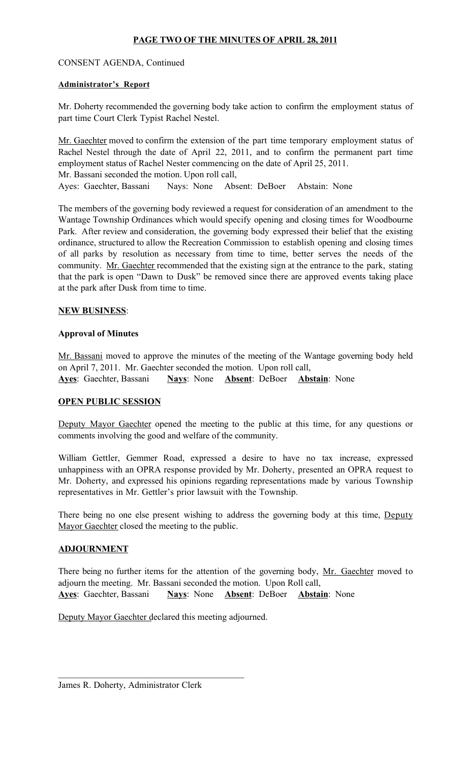**PAGE TWO OF THE MINUTES OF APRIL 28, 2011**

CONSENT AGENDA, Continued

**Administrator's Report**

Mr. Doherty recommended the governing body take action to confirm the employment status of part time Court Clerk Typist Rachel Nestel.

Mr. Gaechter moved to confirm the extension of the part time temporary employment status of Rachel Nestel through the date of April 22, 2011, and to confirm the permanent part time employment status of Rachel Nester commencing on the date of April 25, 2011.
Mr. Bassani seconded the motion. Upon roll call,
Ayes: Gaechter, Bassani Nays: None Absent: DeBoer Abstain: None

The members of the governing body reviewed a request for consideration of an amendment to the Wantage Township Ordinances which would specify opening and closing times for Woodbourne Park. After review and consideration, the governing body expressed their belief that the existing ordinance, structured to allow the Recreation Commission to establish opening and closing times of all parks by resolution as necessary from time to time, better serves the needs of the community. Mr. Gaechter recommended that the existing sign at the entrance to the park, stating that the park is open "Dawn to Dusk" be removed since there are approved events taking place at the park after Dusk from time to time.

**NEW BUSINESS**:

**Approval of Minutes**

Mr. Bassani moved to approve the minutes of the meeting of the Wantage governing body held on April 7, 2011. Mr. Gaechter seconded the motion. Upon roll call,
**Ayes**: Gaechter, Bassani **Nays**: None **Absent**: DeBoer **Abstain**: None

**OPEN PUBLIC SESSION**

Deputy Mayor Gaechter opened the meeting to the public at this time, for any questions or comments involving the good and welfare of the community.

William Gettler, Gemmer Road, expressed a desire to have no tax increase, expressed unhappiness with an OPRA response provided by Mr. Doherty, presented an OPRA request to Mr. Doherty, and expressed his opinions regarding representations made by various Township representatives in Mr. Gettler's prior lawsuit with the Township.

There being no one else present wishing to address the governing body at this time, Deputy Mayor Gaechter closed the meeting to the public.

**ADJOURNMENT**

There being no further items for the attention of the governing body, Mr. Gaechter moved to adjourn the meeting. Mr. Bassani seconded the motion. Upon Roll call,
**Ayes**: Gaechter, Bassani **Nays**: None **Absent**: DeBoer **Abstain**: None

Deputy Mayor Gaechter declared this meeting adjourned.

\_\_\_\_\_\_\_\_\_\_\_\_\_\_\_\_\_\_\_\_\_\_\_\_\_\_\_\_\_\_\_\_\_\_\_\_\_\_\_\_

James R. Doherty, Administrator Clerk